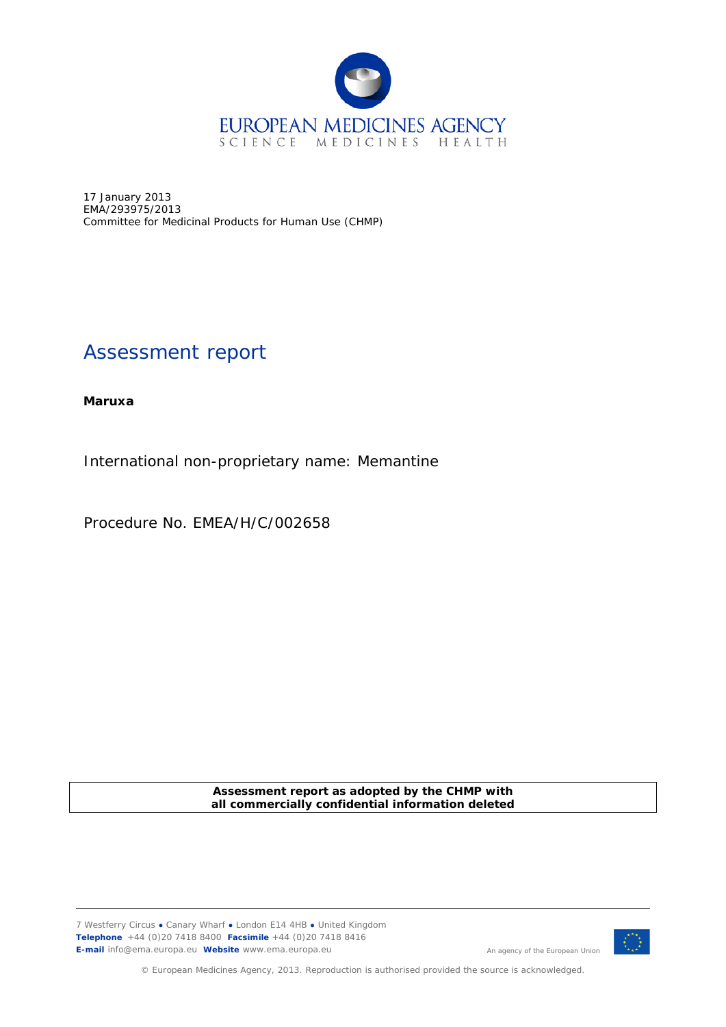EUROPEAN MEDICINES AGENCY
SCIENCE MEDICINES HEALTH

17 January 2013
EMA/293975/2013
Committee for Medicinal Products for Human Use (CHMP)

# Assessment report

**Maruxa**

International non-proprietary name: Memantine

Procedure No. EMEA/H/C/002658

**Assessment report as adopted by the CHMP with all commercially confidential information deleted**

7 Westferry Circus ● Canary Wharf ● London E14 4HB ● United Kingdom
**Telephone** +44 (0)20 7418 8400 **Facsimile** +44 (0)20 7418 8416
**E-mail** info@ema.europa.eu **Website** www.ema.europa.eu

An agency of the European Union

© European Medicines Agency, 2013. Reproduction is authorised provided the source is acknowledged.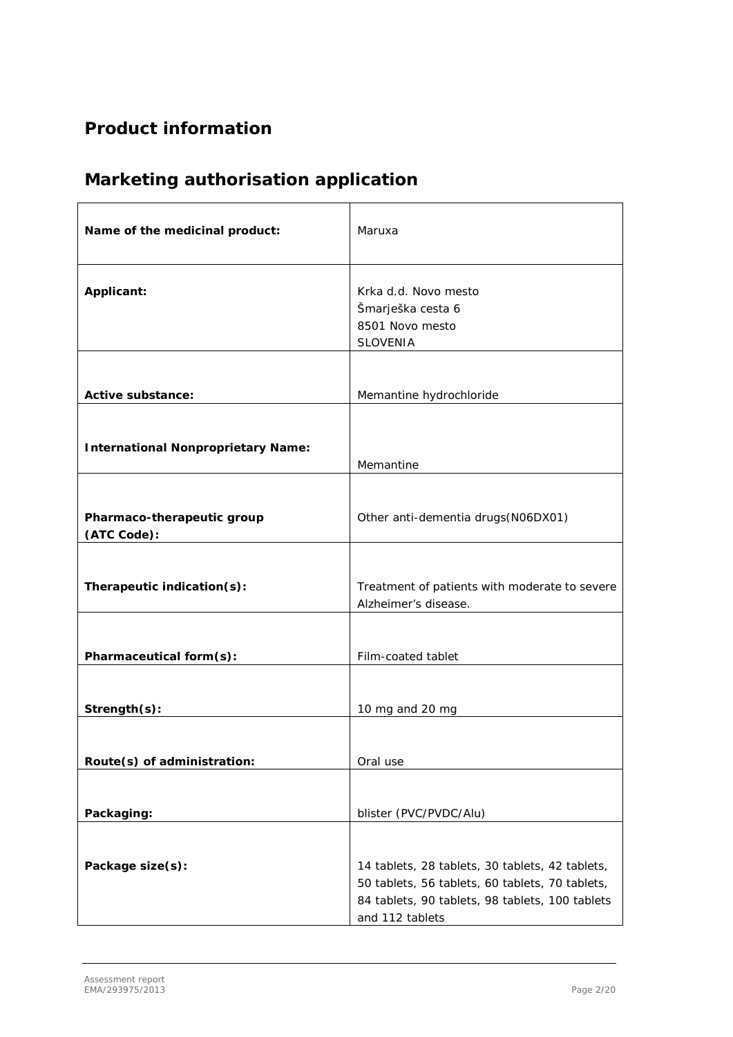# Product information

## Marketing authorisation application

| | |
|---|---|
| **Name of the medicinal product:** | Maruxa |
| **Applicant:** | Krka d.d. Novo mesto<br>Šmarješka cesta 6<br>8501 Novo mesto<br>SLOVENIA |
| **Active substance:** | Memantine hydrochloride |
| **International Nonproprietary Name:** | Memantine |
| **Pharmaco-therapeutic group (ATC Code):** | Other anti-dementia drugs(N06DX01) |
| **Therapeutic indication(s):** | Treatment of patients with moderate to severe Alzheimer's disease. |
| **Pharmaceutical form(s):** | Film-coated tablet |
| **Strength(s):** | 10 mg and 20 mg |
| **Route(s) of administration:** | Oral use |
| **Packaging:** | blister (PVC/PVDC/Alu) |
| **Package size(s):** | 14 tablets, 28 tablets, 30 tablets, 42 tablets, 50 tablets, 56 tablets, 60 tablets, 70 tablets, 84 tablets, 90 tablets, 98 tablets, 100 tablets and 112 tablets |

Assessment report
EMA/293975/2013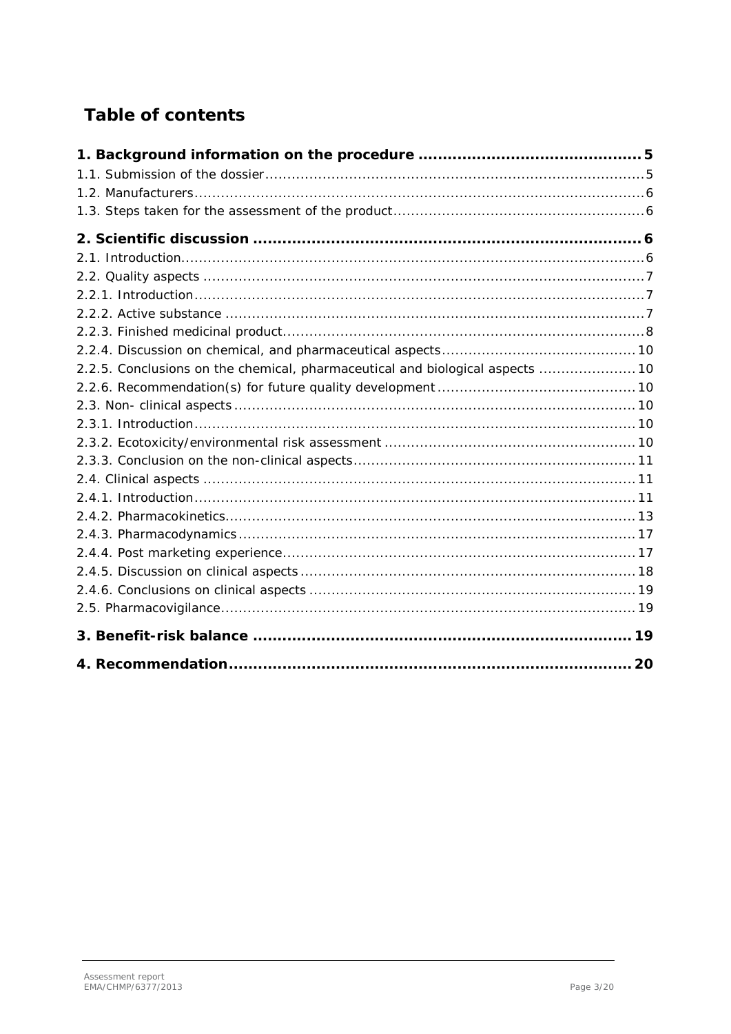# Table of contents

**1. Background information on the procedure ............................................ 5**

1.1. Submission of the dossier ........................................................................ 5

1.2. Manufacturers ........................................................................................ 6

1.3. Steps taken for the assessment of the product ........................................... 6

**2. Scientific discussion .............................................................................. 6**

2.1. Introduction ........................................................................................... 6

2.2. Quality aspects ...................................................................................... 7

2.2.1. Introduction ........................................................................................ 7

2.2.2. Active substance .................................................................................. 7

2.2.3. Finished medicinal product .................................................................... 8

2.2.4. Discussion on chemical, and pharmaceutical aspects ................................. 10

2.2.5. Conclusions on the chemical, pharmaceutical and biological aspects ........... 10

2.2.6. Recommendation(s) for future quality development .................................. 10

2.3. Non- clinical aspects ............................................................................. 10

2.3.1. Introduction ....................................................................................... 10

2.3.2. Ecotoxicity/environmental risk assessment .............................................. 10

2.3.3. Conclusion on the non-clinical aspects .................................................... 11

2.4. Clinical aspects ..................................................................................... 11

2.4.1. Introduction ....................................................................................... 11

2.4.2. Pharmacokinetics ................................................................................ 13

2.4.3. Pharmacodynamics ............................................................................. 17

2.4.4. Post marketing experience ................................................................... 17

2.4.5. Discussion on clinical aspects ................................................................ 18

2.4.6. Conclusions on clinical aspects .............................................................. 19

2.5. Pharmacovigilance ................................................................................. 19

**3. Benefit-risk balance ............................................................................. 19**

**4. Recommendation .................................................................................. 20**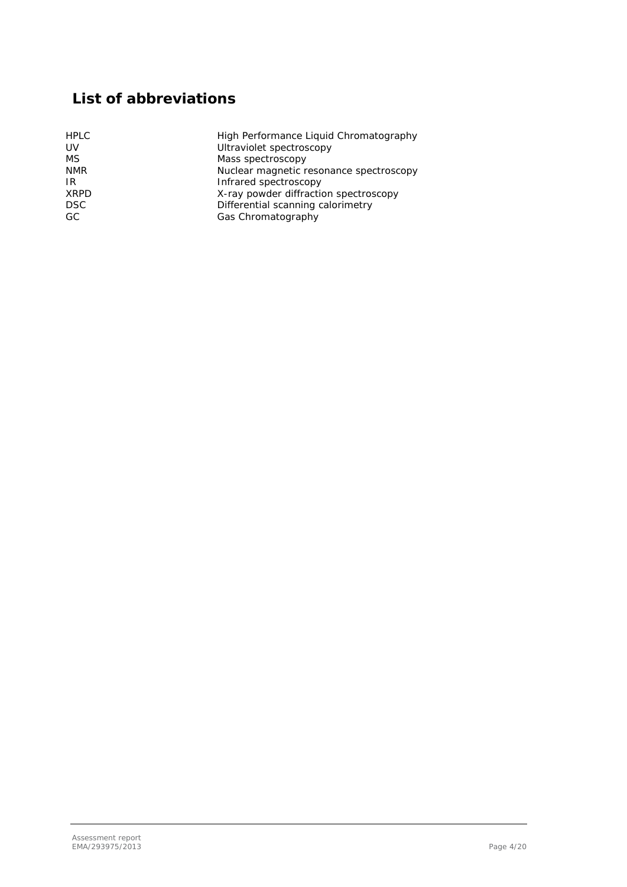# List of abbreviations

| | |
|---|---|
| HPLC | High Performance Liquid Chromatography |
| UV | Ultraviolet spectroscopy |
| MS | Mass spectroscopy |
| NMR | Nuclear magnetic resonance spectroscopy |
| IR | Infrared spectroscopy |
| XRPD | X-ray powder diffraction spectroscopy |
| DSC | Differential scanning calorimetry |
| GC | Gas Chromatography |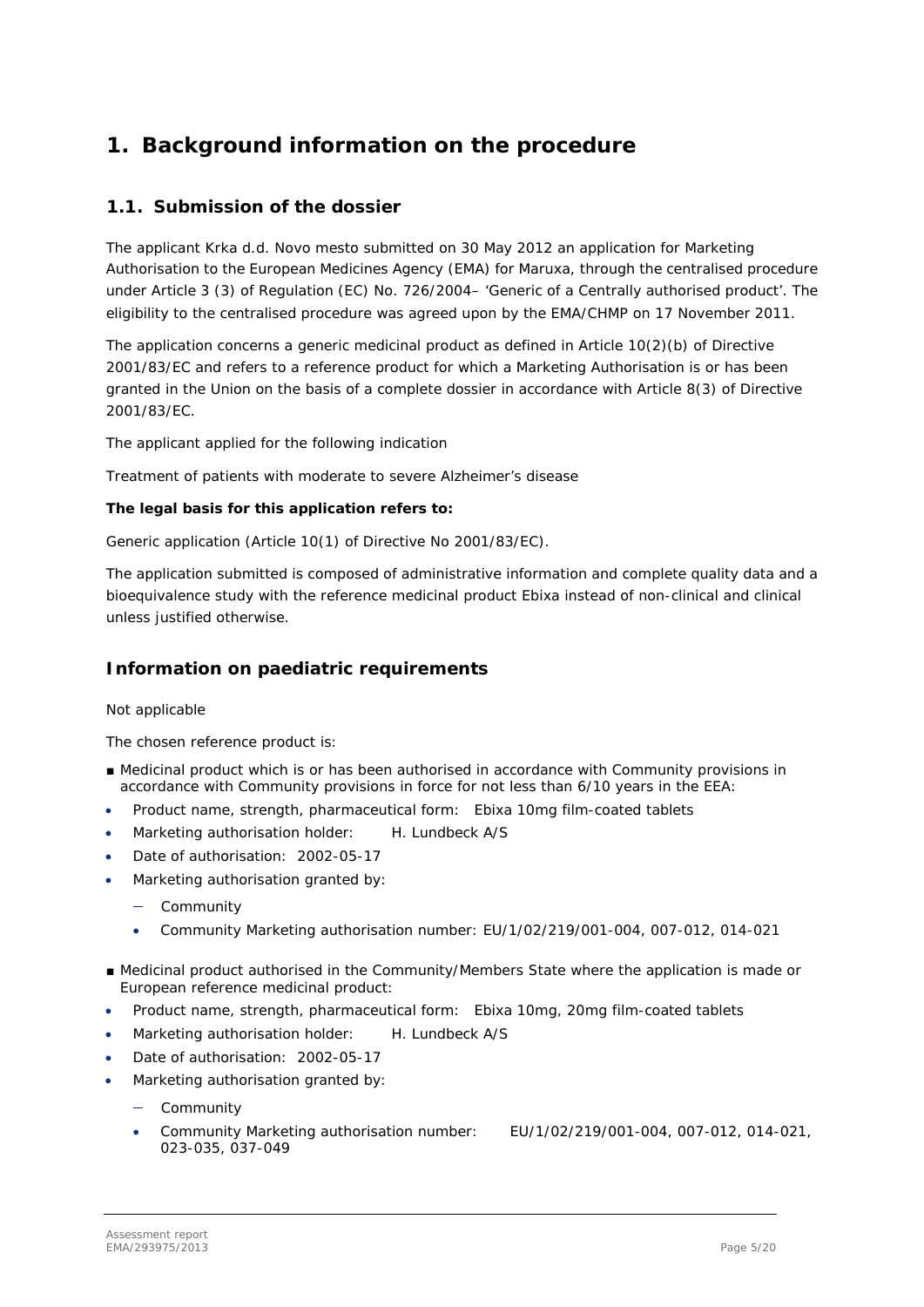# 1. Background information on the procedure

## 1.1. Submission of the dossier

The applicant Krka d.d. Novo mesto submitted on 30 May 2012 an application for Marketing Authorisation to the European Medicines Agency (EMA) for Maruxa, through the centralised procedure under Article 3 (3) of Regulation (EC) No. 726/2004– 'Generic of a Centrally authorised product'. The eligibility to the centralised procedure was agreed upon by the EMA/CHMP on 17 November 2011.

The application concerns a generic medicinal product as defined in Article 10(2)(b) of Directive 2001/83/EC and refers to a reference product for which a Marketing Authorisation is or has been granted in the Union on the basis of a complete dossier in accordance with Article 8(3) of Directive 2001/83/EC.

The applicant applied for the following indication

Treatment of patients with moderate to severe Alzheimer's disease

**The legal basis for this application refers to:**

Generic application (Article 10(1) of Directive No 2001/83/EC).

The application submitted is composed of administrative information and complete quality data and a bioequivalence study with the reference medicinal product Ebixa instead of non-clinical and clinical unless justified otherwise.

## Information on paediatric requirements

Not applicable

The chosen reference product is:

- Medicinal product which is or has been authorised in accordance with Community provisions in accordance with Community provisions in force for not less than 6/10 years in the EEA:
- Product name, strength, pharmaceutical form: Ebixa 10mg film-coated tablets
- Marketing authorisation holder: H. Lundbeck A/S
- Date of authorisation: 2002-05-17
- Marketing authorisation granted by:
  - Community
  - Community Marketing authorisation number: EU/1/02/219/001-004, 007-012, 014-021

- Medicinal product authorised in the Community/Members State where the application is made or European reference medicinal product:
- Product name, strength, pharmaceutical form: Ebixa 10mg, 20mg film-coated tablets
- Marketing authorisation holder: H. Lundbeck A/S
- Date of authorisation: 2002-05-17
- Marketing authorisation granted by:
  - Community
  - Community Marketing authorisation number: EU/1/02/219/001-004, 007-012, 014-021, 023-035, 037-049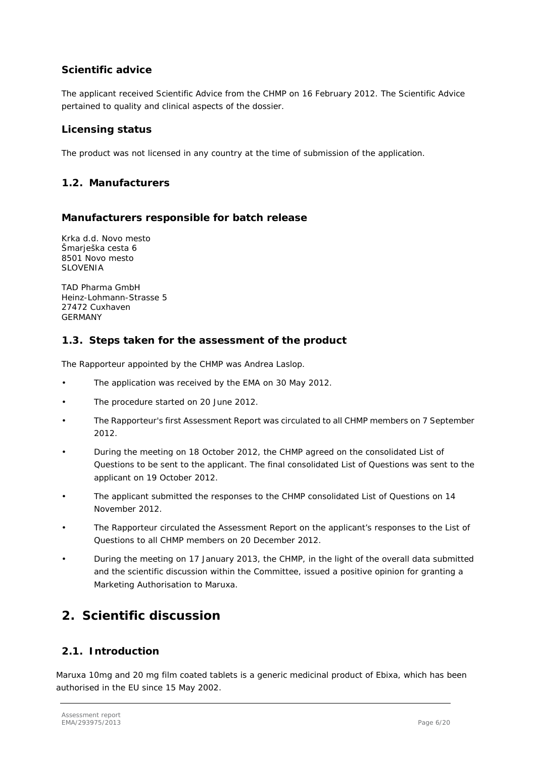### Scientific advice

The applicant received Scientific Advice from the CHMP on 16 February 2012. The Scientific Advice pertained to quality and clinical aspects of the dossier.

### Licensing status

The product was not licensed in any country at the time of submission of the application.

## 1.2. Manufacturers

### Manufacturers responsible for batch release

Krka d.d. Novo mesto  
Šmarješka cesta 6  
8501 Novo mesto  
SLOVENIA

TAD Pharma GmbH  
Heinz-Lohmann-Strasse 5  
27472 Cuxhaven  
GERMANY

## 1.3. Steps taken for the assessment of the product

The Rapporteur appointed by the CHMP was Andrea Laslop.

- The application was received by the EMA on 30 May 2012.
- The procedure started on 20 June 2012.
- The Rapporteur's first Assessment Report was circulated to all CHMP members on 7 September 2012.
- During the meeting on 18 October 2012, the CHMP agreed on the consolidated List of Questions to be sent to the applicant. The final consolidated List of Questions was sent to the applicant on 19 October 2012.
- The applicant submitted the responses to the CHMP consolidated List of Questions on 14 November 2012.
- The Rapporteur circulated the Assessment Report on the applicant's responses to the List of Questions to all CHMP members on 20 December 2012.
- During the meeting on 17 January 2013, the CHMP, in the light of the overall data submitted and the scientific discussion within the Committee, issued a positive opinion for granting a Marketing Authorisation to Maruxa.

# 2. Scientific discussion

## 2.1. Introduction

Maruxa 10mg and 20 mg film coated tablets is a generic medicinal product of Ebixa, which has been authorised in the EU since 15 May 2002.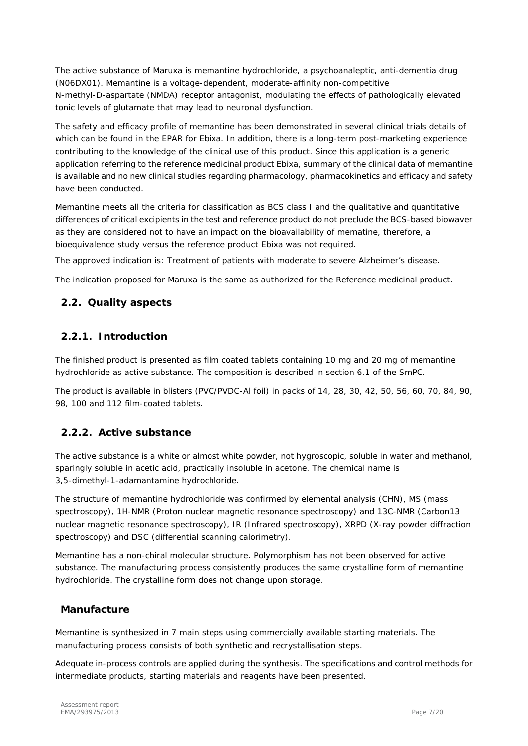The active substance of Maruxa is memantine hydrochloride, a psychoanaleptic, anti-dementia drug (N06DX01). Memantine is a voltage-dependent, moderate-affinity non-competitive N-methyl-D-aspartate (NMDA) receptor antagonist, modulating the effects of pathologically elevated tonic levels of glutamate that may lead to neuronal dysfunction.

The safety and efficacy profile of memantine has been demonstrated in several clinical trials details of which can be found in the EPAR for Ebixa. In addition, there is a long-term post-marketing experience contributing to the knowledge of the clinical use of this product. Since this application is a generic application referring to the reference medicinal product Ebixa, summary of the clinical data of memantine is available and no new clinical studies regarding pharmacology, pharmacokinetics and efficacy and safety have been conducted.

Memantine meets all the criteria for classification as BCS class I and the qualitative and quantitative differences of critical excipients in the test and reference product do not preclude the BCS-based biowaver as they are considered not to have an impact on the bioavailability of mematine, therefore, a bioequivalence study versus the reference product Ebixa was not required.

The approved indication is: Treatment of patients with moderate to severe Alzheimer's disease.

The indication proposed for Maruxa is the same as authorized for the Reference medicinal product.

## 2.2. Quality aspects

### 2.2.1. Introduction

The finished product is presented as film coated tablets containing 10 mg and 20 mg of memantine hydrochloride as active substance. The composition is described in section 6.1 of the SmPC.

The product is available in blisters (PVC/PVDC-Al foil) in packs of 14, 28, 30, 42, 50, 56, 60, 70, 84, 90, 98, 100 and 112 film-coated tablets.

### 2.2.2. Active substance

The active substance is a white or almost white powder, not hygroscopic, soluble in water and methanol, sparingly soluble in acetic acid, practically insoluble in acetone. The chemical name is 3,5-dimethyl-1-adamantamine hydrochloride.

The structure of memantine hydrochloride was confirmed by elemental analysis (CHN), MS (mass spectroscopy), 1H-NMR (Proton nuclear magnetic resonance spectroscopy) and 13C-NMR (Carbon13 nuclear magnetic resonance spectroscopy), IR (Infrared spectroscopy), XRPD (X-ray powder diffraction spectroscopy) and DSC (differential scanning calorimetry).

Memantine has a non-chiral molecular structure. Polymorphism has not been observed for active substance. The manufacturing process consistently produces the same crystalline form of memantine hydrochloride. The crystalline form does not change upon storage.

#### Manufacture

Memantine is synthesized in 7 main steps using commercially available starting materials. The manufacturing process consists of both synthetic and recrystallisation steps.

Adequate in-process controls are applied during the synthesis. The specifications and control methods for intermediate products, starting materials and reagents have been presented.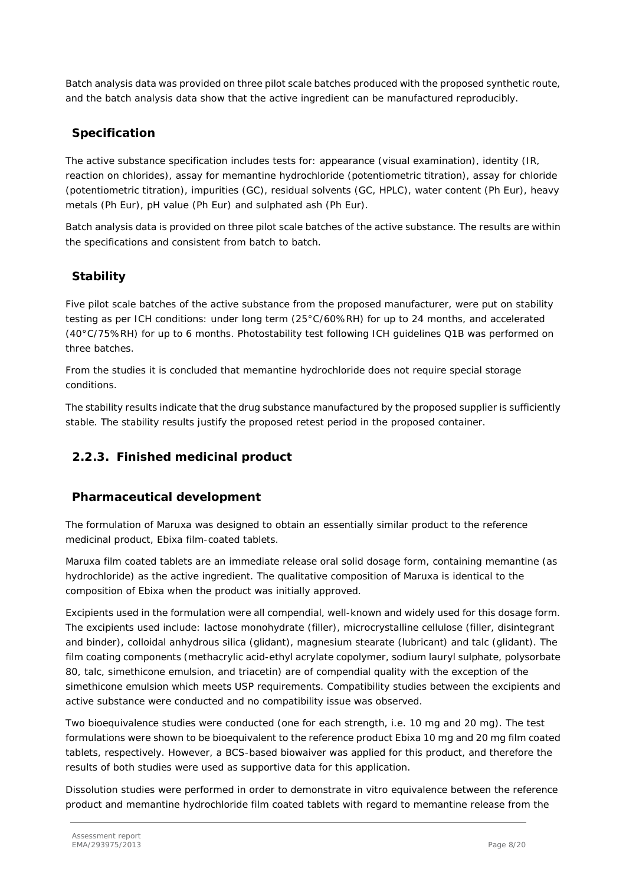Batch analysis data was provided on three pilot scale batches produced with the proposed synthetic route, and the batch analysis data show that the active ingredient can be manufactured reproducibly.

### Specification

The active substance specification includes tests for: appearance (visual examination), identity (IR, reaction on chlorides), assay for memantine hydrochloride (potentiometric titration), assay for chloride (potentiometric titration), impurities (GC), residual solvents (GC, HPLC), water content (Ph Eur), heavy metals (Ph Eur), pH value (Ph Eur) and sulphated ash (Ph Eur).

Batch analysis data is provided on three pilot scale batches of the active substance. The results are within the specifications and consistent from batch to batch.

### Stability

Five pilot scale batches of the active substance from the proposed manufacturer, were put on stability testing as per ICH conditions: under long term (25°C/60%RH) for up to 24 months, and accelerated (40°C/75%RH) for up to 6 months. Photostability test following ICH guidelines Q1B was performed on three batches.

From the studies it is concluded that memantine hydrochloride does not require special storage conditions.

The stability results indicate that the drug substance manufactured by the proposed supplier is sufficiently stable. The stability results justify the proposed retest period in the proposed container.

## 2.2.3. Finished medicinal product

### Pharmaceutical development

The formulation of Maruxa was designed to obtain an essentially similar product to the reference medicinal product, Ebixa film-coated tablets.

Maruxa film coated tablets are an immediate release oral solid dosage form, containing memantine (as hydrochloride) as the active ingredient. The qualitative composition of Maruxa is identical to the composition of Ebixa when the product was initially approved.

Excipients used in the formulation were all compendial, well-known and widely used for this dosage form. The excipients used include: lactose monohydrate (filler), microcrystalline cellulose (filler, disintegrant and binder), colloidal anhydrous silica (glidant), magnesium stearate (lubricant) and talc (glidant). The film coating components (methacrylic acid-ethyl acrylate copolymer, sodium lauryl sulphate, polysorbate 80, talc, simethicone emulsion, and triacetin) are of compendial quality with the exception of the simethicone emulsion which meets USP requirements. Compatibility studies between the excipients and active substance were conducted and no compatibility issue was observed.

Two bioequivalence studies were conducted (one for each strength, i.e. 10 mg and 20 mg). The test formulations were shown to be bioequivalent to the reference product Ebixa 10 mg and 20 mg film coated tablets, respectively. However, a BCS-based biowaiver was applied for this product, and therefore the results of both studies were used as supportive data for this application.

Dissolution studies were performed in order to demonstrate in vitro equivalence between the reference product and memantine hydrochloride film coated tablets with regard to memantine release from the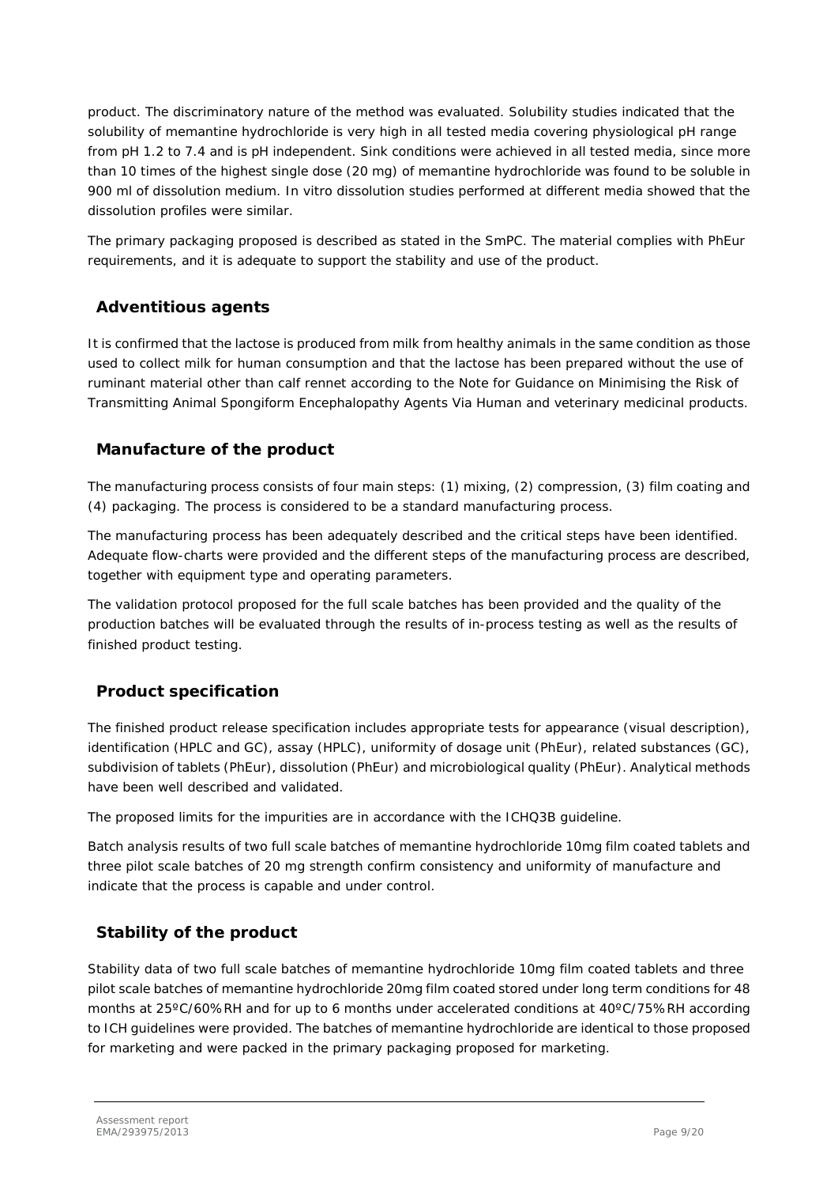product. The discriminatory nature of the method was evaluated. Solubility studies indicated that the solubility of memantine hydrochloride is very high in all tested media covering physiological pH range from pH 1.2 to 7.4 and is pH independent. Sink conditions were achieved in all tested media, since more than 10 times of the highest single dose (20 mg) of memantine hydrochloride was found to be soluble in 900 ml of dissolution medium. In vitro dissolution studies performed at different media showed that the dissolution profiles were similar.

The primary packaging proposed is described as stated in the SmPC. The material complies with PhEur requirements, and it is adequate to support the stability and use of the product.

## Adventitious agents

It is confirmed that the lactose is produced from milk from healthy animals in the same condition as those used to collect milk for human consumption and that the lactose has been prepared without the use of ruminant material other than calf rennet according to the Note for Guidance on Minimising the Risk of Transmitting Animal Spongiform Encephalopathy Agents Via Human and veterinary medicinal products.

## Manufacture of the product

The manufacturing process consists of four main steps: (1) mixing, (2) compression, (3) film coating and (4) packaging. The process is considered to be a standard manufacturing process.

The manufacturing process has been adequately described and the critical steps have been identified. Adequate flow-charts were provided and the different steps of the manufacturing process are described, together with equipment type and operating parameters.

The validation protocol proposed for the full scale batches has been provided and the quality of the production batches will be evaluated through the results of in-process testing as well as the results of finished product testing.

## Product specification

The finished product release specification includes appropriate tests for appearance (visual description), identification (HPLC and GC), assay (HPLC), uniformity of dosage unit (PhEur), related substances (GC), subdivision of tablets (PhEur), dissolution (PhEur) and microbiological quality (PhEur). Analytical methods have been well described and validated.

The proposed limits for the impurities are in accordance with the ICHQ3B guideline.

Batch analysis results of two full scale batches of memantine hydrochloride 10mg film coated tablets and three pilot scale batches of 20 mg strength confirm consistency and uniformity of manufacture and indicate that the process is capable and under control.

## Stability of the product

Stability data of two full scale batches of memantine hydrochloride 10mg film coated tablets and three pilot scale batches of memantine hydrochloride 20mg film coated stored under long term conditions for 48 months at 25ºC/60%RH and for up to 6 months under accelerated conditions at 40ºC/75%RH according to ICH guidelines were provided. The batches of memantine hydrochloride are identical to those proposed for marketing and were packed in the primary packaging proposed for marketing.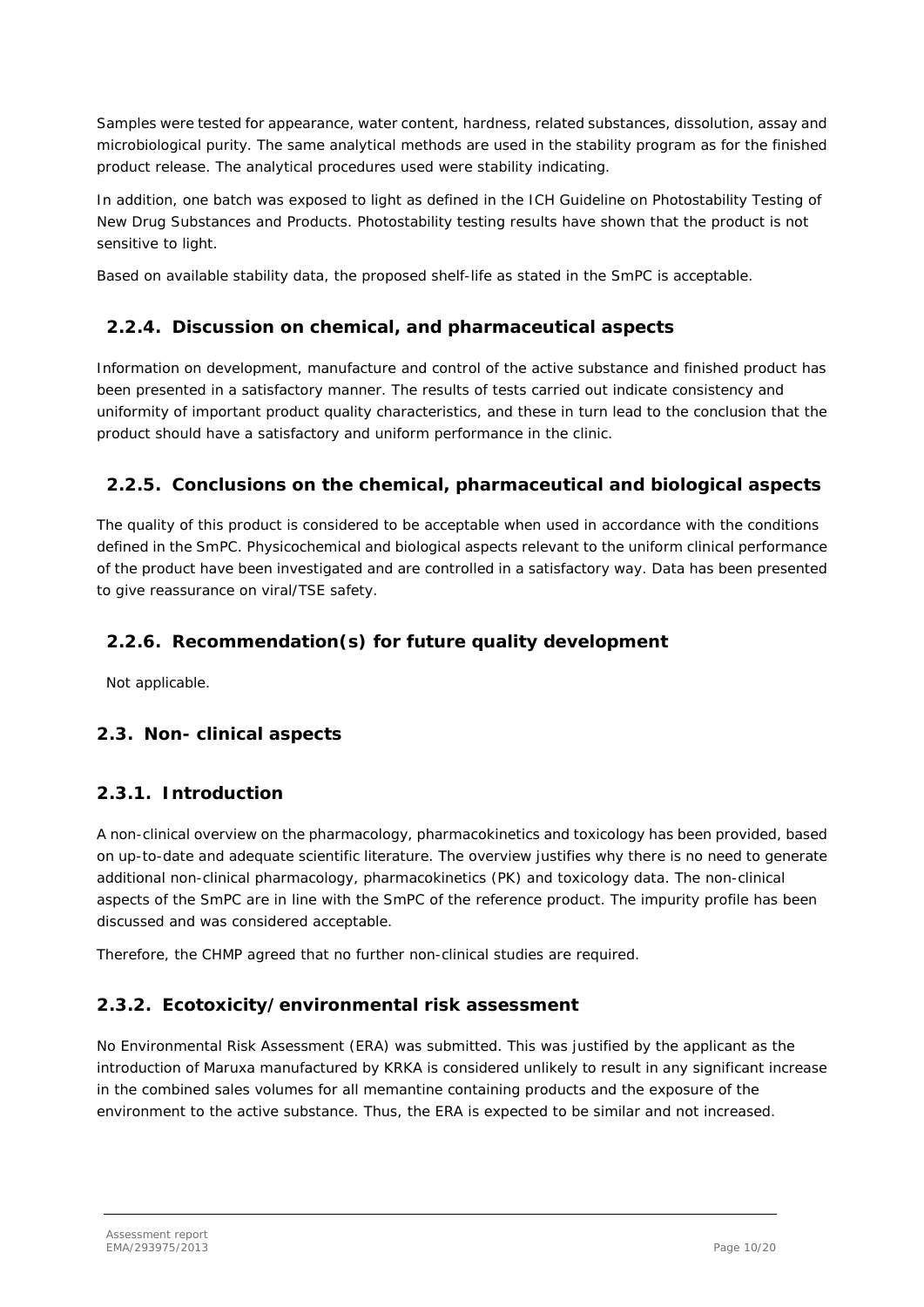Samples were tested for appearance, water content, hardness, related substances, dissolution, assay and microbiological purity. The same analytical methods are used in the stability program as for the finished product release. The analytical procedures used were stability indicating.

In addition, one batch was exposed to light as defined in the ICH Guideline on Photostability Testing of New Drug Substances and Products. Photostability testing results have shown that the product is not sensitive to light.

Based on available stability data, the proposed shelf-life as stated in the SmPC is acceptable.

### 2.2.4. Discussion on chemical, and pharmaceutical aspects

Information on development, manufacture and control of the active substance and finished product has been presented in a satisfactory manner. The results of tests carried out indicate consistency and uniformity of important product quality characteristics, and these in turn lead to the conclusion that the product should have a satisfactory and uniform performance in the clinic.

### 2.2.5. Conclusions on the chemical, pharmaceutical and biological aspects

The quality of this product is considered to be acceptable when used in accordance with the conditions defined in the SmPC. Physicochemical and biological aspects relevant to the uniform clinical performance of the product have been investigated and are controlled in a satisfactory way. Data has been presented to give reassurance on viral/TSE safety.

### 2.2.6. Recommendation(s) for future quality development

Not applicable.

## 2.3. Non- clinical aspects

### 2.3.1. Introduction

A non-clinical overview on the pharmacology, pharmacokinetics and toxicology has been provided, based on up-to-date and adequate scientific literature. The overview justifies why there is no need to generate additional non-clinical pharmacology, pharmacokinetics (PK) and toxicology data. The non-clinical aspects of the SmPC are in line with the SmPC of the reference product. The impurity profile has been discussed and was considered acceptable.

Therefore, the CHMP agreed that no further non-clinical studies are required.

### 2.3.2. Ecotoxicity/environmental risk assessment

No Environmental Risk Assessment (ERA) was submitted. This was justified by the applicant as the introduction of Maruxa manufactured by KRKA is considered unlikely to result in any significant increase in the combined sales volumes for all memantine containing products and the exposure of the environment to the active substance. Thus, the ERA is expected to be similar and not increased.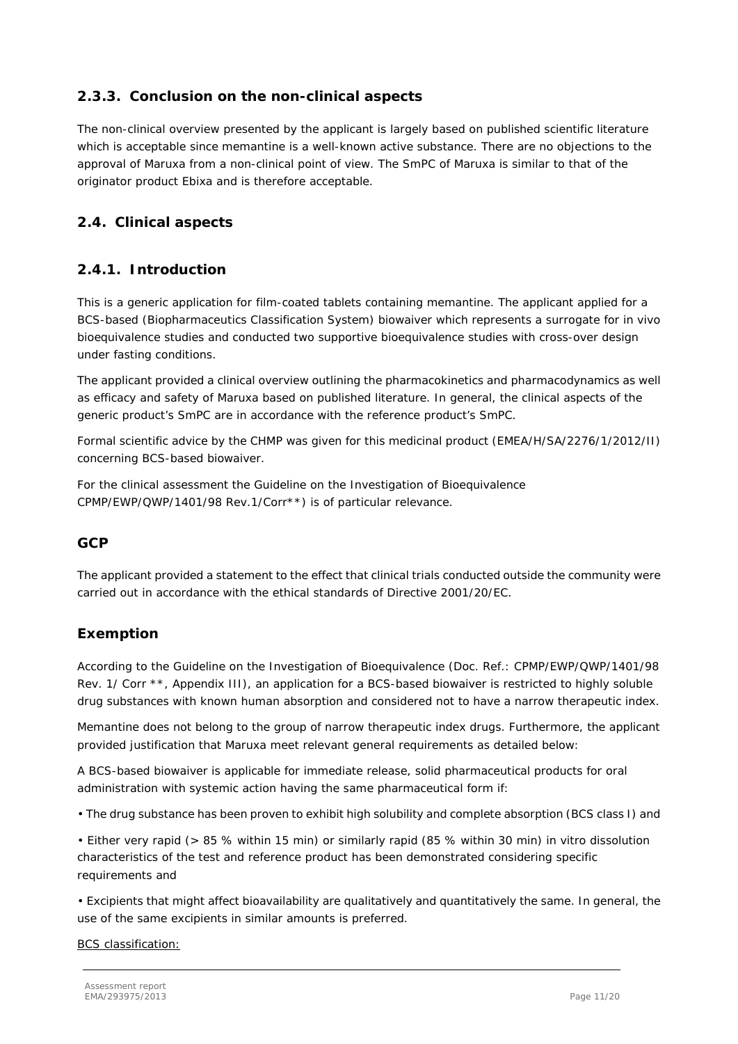### 2.3.3. Conclusion on the non-clinical aspects

The non-clinical overview presented by the applicant is largely based on published scientific literature which is acceptable since memantine is a well-known active substance. There are no objections to the approval of Maruxa from a non-clinical point of view. The SmPC of Maruxa is similar to that of the originator product Ebixa and is therefore acceptable.

## 2.4. Clinical aspects

### 2.4.1. Introduction

This is a generic application for film-coated tablets containing memantine. The applicant applied for a BCS-based (Biopharmaceutics Classification System) biowaiver which represents a surrogate for in vivo bioequivalence studies and conducted two supportive bioequivalence studies with cross-over design under fasting conditions.

The applicant provided a clinical overview outlining the pharmacokinetics and pharmacodynamics as well as efficacy and safety of Maruxa based on published literature. In general, the clinical aspects of the generic product's SmPC are in accordance with the reference product's SmPC.

Formal scientific advice by the CHMP was given for this medicinal product (EMEA/H/SA/2276/1/2012/II) concerning BCS-based biowaiver.

For the clinical assessment the Guideline on the Investigation of Bioequivalence CPMP/EWP/QWP/1401/98 Rev.1/Corr**) is of particular relevance.

### GCP

The applicant provided a statement to the effect that clinical trials conducted outside the community were carried out in accordance with the ethical standards of Directive 2001/20/EC.

### Exemption

According to the Guideline on the Investigation of Bioequivalence (Doc. Ref.: CPMP/EWP/QWP/1401/98 Rev. 1/ Corr **, Appendix III), an application for a BCS-based biowaiver is restricted to highly soluble drug substances with known human absorption and considered not to have a narrow therapeutic index.

Memantine does not belong to the group of narrow therapeutic index drugs. Furthermore, the applicant provided justification that Maruxa meet relevant general requirements as detailed below:

A BCS-based biowaiver is applicable for immediate release, solid pharmaceutical products for oral administration with systemic action having the same pharmaceutical form if:

- The drug substance has been proven to exhibit high solubility and complete absorption (BCS class I) and
- Either very rapid (> 85 % within 15 min) or similarly rapid (85 % within 30 min) in vitro dissolution characteristics of the test and reference product has been demonstrated considering specific requirements and
- Excipients that might affect bioavailability are qualitatively and quantitatively the same. In general, the use of the same excipients in similar amounts is preferred.

<u>BCS classification:</u>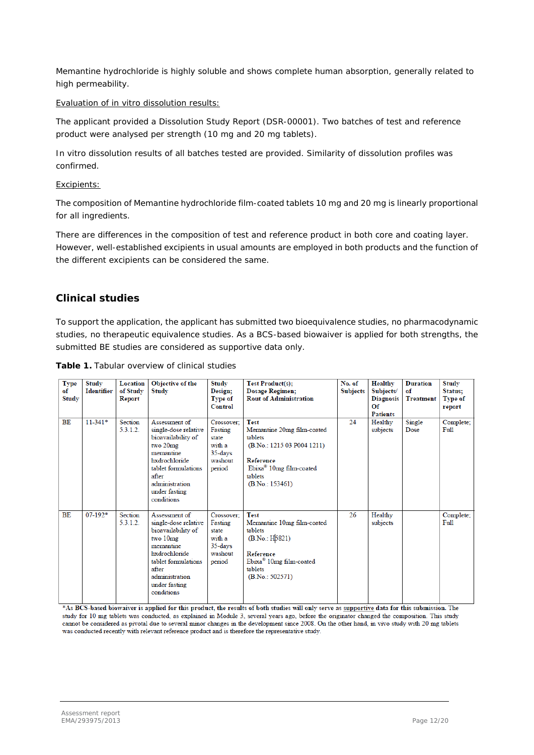Memantine hydrochloride is highly soluble and shows complete human absorption, generally related to high permeability.

Evaluation of in vitro dissolution results:

The applicant provided a Dissolution Study Report (DSR-00001). Two batches of test and reference product were analysed per strength (10 mg and 20 mg tablets).

In vitro dissolution results of all batches tested are provided. Similarity of dissolution profiles was confirmed.

Excipients:

The composition of Memantine hydrochloride film-coated tablets 10 mg and 20 mg is linearly proportional for all ingredients.

There are differences in the composition of test and reference product in both core and coating layer. However, well-established excipients in usual amounts are employed in both products and the function of the different excipients can be considered the same.

## Clinical studies

To support the application, the applicant has submitted two bioequivalence studies, no pharmacodynamic studies, no therapeutic equivalence studies. As a BCS-based biowaiver is applied for both strengths, the submitted BE studies are considered as supportive data only.

**Table 1.** Tabular overview of clinical studies

| Type of Study | Study Identifier | Location of Study Report | Objective of the Study | Study Design; Type of Control | Test Product(s); Dosage Regimen; Rout of Administration | No. of Subjects | Healthy Subjects/ Diagnosis Of Patients | Duration of Treatment | Study Status; Type of report |
|---|---|---|---|---|---|---|---|---|---|
| BE | 11-341* | Section 5.3.1.2. | Assessment of single-dose relative bioavailability of two 20mg memantine hxdrochloride tablet formulations after administration under fasting conditions | Crossover; Fasting state with a 35-days washout period | **Test** Memantine 20mg film-coated tablets (B.No.: 1215 03 P004 1211) **Reference** Ebixa® 10mg film-coated tablets (B.No.: 153461) | 24 | Healthy subjects | Single Dose | Complete; Full |
| BE | 07-192* | Section 5.3.1.2. | Assessment of single-dose relative bioavailability of two 10mg memantine hxdrochloride tablet formulations after administration under fasting conditions | Crossover; Fasting state with a 35-days washout period | **Test** Memantine 10mg film-coated tablets (B.No.: H5821) **Reference** Ebixa® 10mg film-coated tablets (B.No.: 502571) | 26 | Healthy subjects | | Complete; Full |

***As BCS-based biowaiver is applied for this product, the results of both studies will only serve as supportive data for this submission.** The study for 10 mg tablets was conducted, as explained in Module 3, several years ago, before the originator changed the composition. This study cannot be considered as pivotal due to several minor changes in the development since 2008. On the other hand, in vivo study with 20 mg tablets was conducted recently with relevant reference product and is therefore the representative study.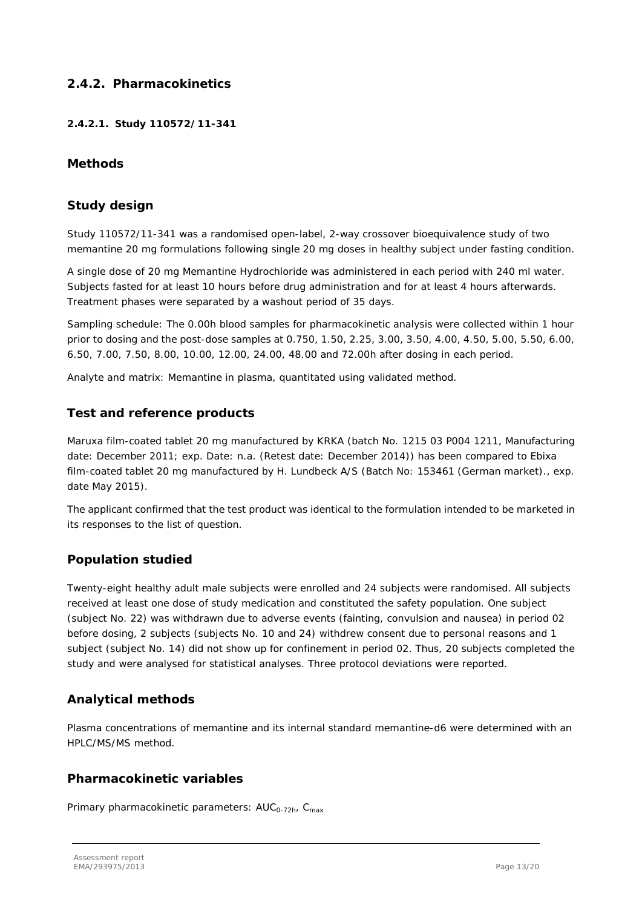## 2.4.2. Pharmacokinetics

#### 2.4.2.1. Study 110572/11-341

### Methods

### Study design

Study 110572/11-341 was a randomised open-label, 2-way crossover bioequivalence study of two memantine 20 mg formulations following single 20 mg doses in healthy subject under fasting condition.

A single dose of 20 mg Memantine Hydrochloride was administered in each period with 240 ml water. Subjects fasted for at least 10 hours before drug administration and for at least 4 hours afterwards. Treatment phases were separated by a washout period of 35 days.

Sampling schedule: The 0.00h blood samples for pharmacokinetic analysis were collected within 1 hour prior to dosing and the post-dose samples at 0.750, 1.50, 2.25, 3.00, 3.50, 4.00, 4.50, 5.00, 5.50, 6.00, 6.50, 7.00, 7.50, 8.00, 10.00, 12.00, 24.00, 48.00 and 72.00h after dosing in each period.

Analyte and matrix: Memantine in plasma, quantitated using validated method.

### Test and reference products

Maruxa film-coated tablet 20 mg manufactured by KRKA (batch No. 1215 03 P004 1211, Manufacturing date: December 2011; exp. Date: n.a. (Retest date: December 2014)) has been compared to Ebixa film-coated tablet 20 mg manufactured by H. Lundbeck A/S (Batch No: 153461 (German market)., exp. date May 2015).

The applicant confirmed that the test product was identical to the formulation intended to be marketed in its responses to the list of question.

### Population studied

Twenty-eight healthy adult male subjects were enrolled and 24 subjects were randomised. All subjects received at least one dose of study medication and constituted the safety population. One subject (subject No. 22) was withdrawn due to adverse events (fainting, convulsion and nausea) in period 02 before dosing, 2 subjects (subjects No. 10 and 24) withdrew consent due to personal reasons and 1 subject (subject No. 14) did not show up for confinement in period 02. Thus, 20 subjects completed the study and were analysed for statistical analyses. Three protocol deviations were reported.

### Analytical methods

Plasma concentrations of memantine and its internal standard memantine-d6 were determined with an HPLC/MS/MS method.

### Pharmacokinetic variables

Primary pharmacokinetic parameters: $AUC_{0\text{-}72h}$, $C_{max}$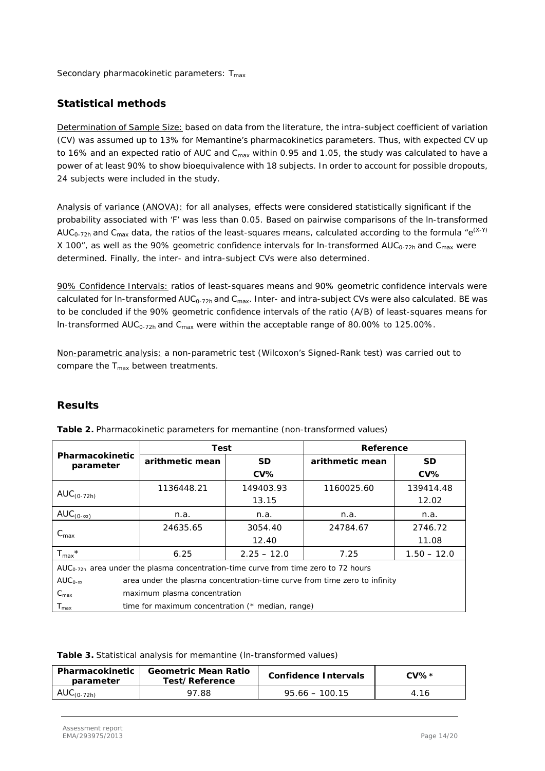Secondary pharmacokinetic parameters: $T_{max}$

## Statistical methods

Determination of Sample Size: based on data from the literature, the intra-subject coefficient of variation (CV) was assumed up to 13% for Memantine's pharmacokinetics parameters. Thus, with expected CV up to 16% and an expected ratio of AUC and $C_{max}$ within 0.95 and 1.05, the study was calculated to have a power of at least 90% to show bioequivalence with 18 subjects. In order to account for possible dropouts, 24 subjects were included in the study.

Analysis of variance (ANOVA): for all analyses, effects were considered statistically significant if the probability associated with 'F' was less than 0.05. Based on pairwise comparisons of the ln-transformed $AUC_{0-72h}$ and $C_{max}$ data, the ratios of the least-squares means, calculated according to the formula "$e^{(X-Y)}$ X 100", as well as the 90% geometric confidence intervals for ln-transformed $AUC_{0-72h}$ and $C_{max}$ were determined. Finally, the inter- and intra-subject CVs were also determined.

90% Confidence Intervals: ratios of least-squares means and 90% geometric confidence intervals were calculated for ln-transformed $AUC_{0-72h}$ and $C_{max}$. Inter- and intra-subject CVs were also calculated. BE was to be concluded if the 90% geometric confidence intervals of the ratio (A/B) of least-squares means for ln-transformed $AUC_{0-72h}$ and $C_{max}$ were within the acceptable range of 80.00% to 125.00%.

Non-parametric analysis: a non-parametric test (Wilcoxon's Signed-Rank test) was carried out to compare the $T_{max}$ between treatments.

## Results

**Table 2.** Pharmacokinetic parameters for memantine (non-transformed values)

| Pharmacokinetic parameter | Test | | Reference | |
|---|---|---|---|---|
| | arithmetic mean | SD<br>CV% | arithmetic mean | SD<br>CV% |
| $AUC_{(0-72h)}$ | 1136448.21 | 149403.93<br>13.15 | 1160025.60 | 139414.48<br>12.02 |
| $AUC_{(0-\infty)}$ | n.a. | n.a. | n.a. | n.a. |
| $C_{max}$ | 24635.65 | 3054.40<br>12.40 | 24784.67 | 2746.72<br>11.08 |
| $T_{max}$* | 6.25 | 2.25 – 12.0 | 7.25 | 1.50 – 12.0 |
| $AUC_{0-72h}$ area under the plasma concentration-time curve from time zero to 72 hours | | | | |
| $AUC_{0-\infty}$ | area under the plasma concentration-time curve from time zero to infinity | | | |
| $C_{max}$ | maximum plasma concentration | | | |
| $T_{max}$ | time for maximum concentration (* median, range) | | | |

**Table 3.** Statistical analysis for memantine (ln-transformed values)

| Pharmacokinetic parameter | Geometric Mean Ratio Test/Reference | Confidence Intervals | CV%* |
|---|---|---|---|
| $AUC_{(0-72h)}$ | 97.88 | 95.66 – 100.15 | 4.16 |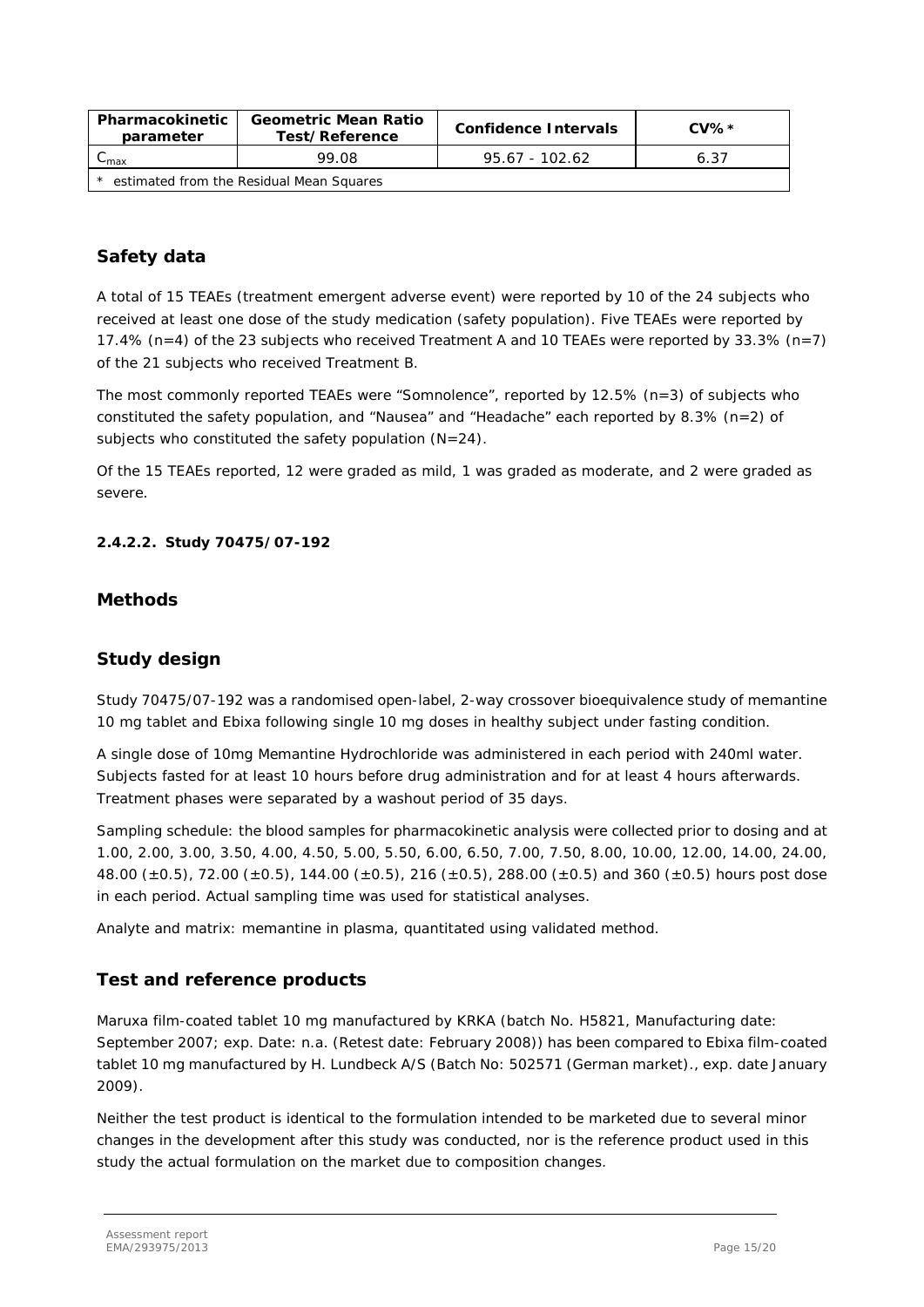| Pharmacokinetic parameter | Geometric Mean Ratio Test/Reference | Confidence Intervals | CV%* |
|---|---|---|---|
| $C_{max}$ | 99.08 | 95.67 - 102.62 | 6.37 |
| * estimated from the Residual Mean Squares | | | |

## Safety data

A total of 15 TEAEs (treatment emergent adverse event) were reported by 10 of the 24 subjects who received at least one dose of the study medication (safety population). Five TEAEs were reported by 17.4% (n=4) of the 23 subjects who received Treatment A and 10 TEAEs were reported by 33.3% (n=7) of the 21 subjects who received Treatment B.

The most commonly reported TEAEs were "Somnolence", reported by 12.5% (n=3) of subjects who constituted the safety population, and "Nausea" and "Headache" each reported by 8.3% (n=2) of subjects who constituted the safety population (N=24).

Of the 15 TEAEs reported, 12 were graded as mild, 1 was graded as moderate, and 2 were graded as severe.

#### 2.4.2.2. Study 70475/07-192

## Methods

## Study design

Study 70475/07-192 was a randomised open-label, 2-way crossover bioequivalence study of memantine 10 mg tablet and Ebixa following single 10 mg doses in healthy subject under fasting condition.

A single dose of 10mg Memantine Hydrochloride was administered in each period with 240ml water. Subjects fasted for at least 10 hours before drug administration and for at least 4 hours afterwards. Treatment phases were separated by a washout period of 35 days.

Sampling schedule: the blood samples for pharmacokinetic analysis were collected prior to dosing and at 1.00, 2.00, 3.00, 3.50, 4.00, 4.50, 5.00, 5.50, 6.00, 6.50, 7.00, 7.50, 8.00, 10.00, 12.00, 14.00, 24.00, 48.00 (±0.5), 72.00 (±0.5), 144.00 (±0.5), 216 (±0.5), 288.00 (±0.5) and 360 (±0.5) hours post dose in each period. Actual sampling time was used for statistical analyses.

Analyte and matrix: memantine in plasma, quantitated using validated method.

## Test and reference products

Maruxa film-coated tablet 10 mg manufactured by KRKA (batch No. H5821, Manufacturing date: September 2007; exp. Date: n.a. (Retest date: February 2008)) has been compared to Ebixa film-coated tablet 10 mg manufactured by H. Lundbeck A/S (Batch No: 502571 (German market)., exp. date January 2009).

Neither the test product is identical to the formulation intended to be marketed due to several minor changes in the development after this study was conducted, nor is the reference product used in this study the actual formulation on the market due to composition changes.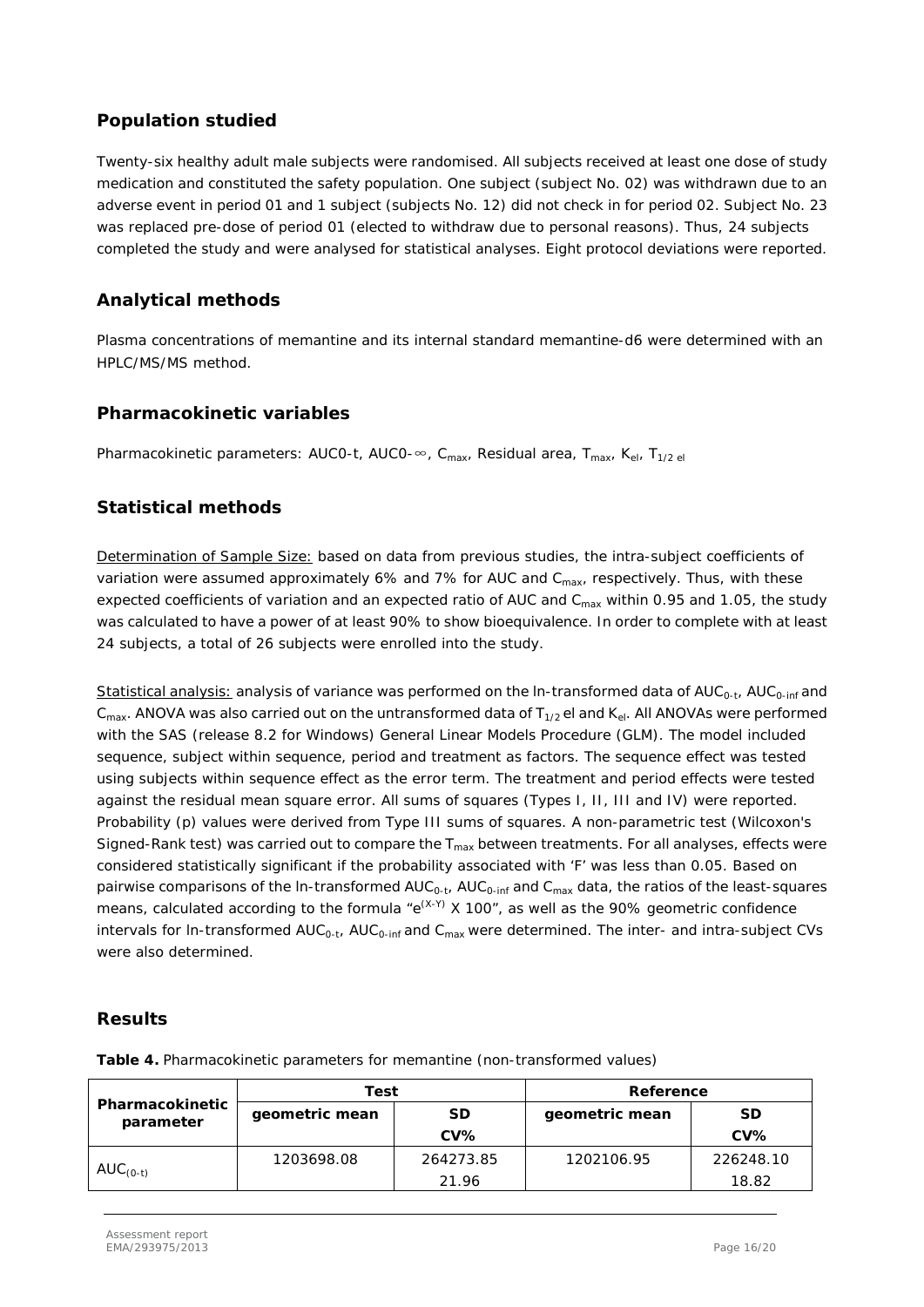## Population studied

Twenty-six healthy adult male subjects were randomised. All subjects received at least one dose of study medication and constituted the safety population. One subject (subject No. 02) was withdrawn due to an adverse event in period 01 and 1 subject (subjects No. 12) did not check in for period 02. Subject No. 23 was replaced pre-dose of period 01 (elected to withdraw due to personal reasons). Thus, 24 subjects completed the study and were analysed for statistical analyses. Eight protocol deviations were reported.

## Analytical methods

Plasma concentrations of memantine and its internal standard memantine-d6 were determined with an HPLC/MS/MS method.

## Pharmacokinetic variables

*Pharmacokinetic parameters: AUC0-t, AUC0-∞, $C_{max}$, Residual area, $T_{max}$, $K_{el}$, $T_{1/2\ el}$*

## Statistical methods

Determination of Sample Size: based on data from previous studies, the intra-subject coefficients of variation were assumed approximately 6% and 7% for AUC and $C_{max}$, respectively. Thus, with these expected coefficients of variation and an expected ratio of AUC and $C_{max}$ within 0.95 and 1.05, the study was calculated to have a power of at least 90% to show bioequivalence. In order to complete with at least 24 subjects, a total of 26 subjects were enrolled into the study.

Statistical analysis: analysis of variance was performed on the ln-transformed data of $AUC_{0-t}$, $AUC_{0-inf}$ and $C_{max}$. ANOVA was also carried out on the untransformed data of $T_{1/2}$ el and $K_{el}$. All ANOVAs were performed with the SAS (release 8.2 for Windows) General Linear Models Procedure (GLM). The model included sequence, subject within sequence, period and treatment as factors. The sequence effect was tested using subjects within sequence effect as the error term. The treatment and period effects were tested against the residual mean square error. All sums of squares (Types I, II, III and IV) were reported. Probability (p) values were derived from Type III sums of squares. A non-parametric test (Wilcoxon's Signed-Rank test) was carried out to compare the $T_{max}$ between treatments. For all analyses, effects were considered statistically significant if the probability associated with 'F' was less than 0.05. Based on pairwise comparisons of the ln-transformed $AUC_{0-t}$, $AUC_{0-inf}$ and $C_{max}$ data, the ratios of the least-squares means, calculated according to the formula "$e^{(X-Y)}$ X 100", as well as the 90% geometric confidence intervals for ln-transformed $AUC_{0-t}$, $AUC_{0-inf}$ and $C_{max}$ were determined. The inter- and intra-subject CVs were also determined.

## Results

**Table 4.** Pharmacokinetic parameters for memantine (non-transformed values)

| Pharmacokinetic parameter | Test | | Reference | |
|---|---|---|---|---|
| | geometric mean | SD<br>CV% | geometric mean | SD<br>CV% |
| $AUC_{(0-t)}$ | 1203698.08 | 264273.85<br>21.96 | 1202106.95 | 226248.10<br>18.82 |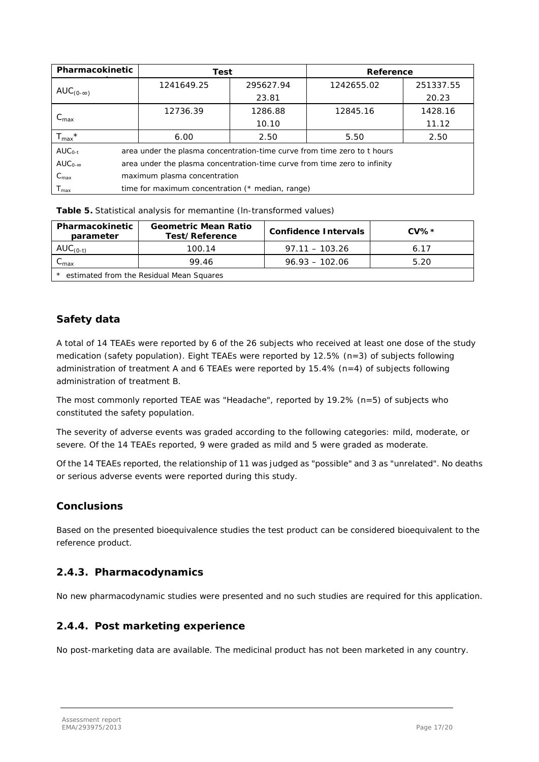| Pharmacokinetic | Test | | Reference | |
|---|---|---|---|---|
| $AUC_{(0-\infty)}$ | 1241649.25 | 295627.94<br>23.81 | 1242655.02 | 251337.55<br>20.23 |
| $C_{max}$ | 12736.39 | 1286.88<br>10.10 | 12845.16 | 1428.16<br>11.12 |
| $T_{max}$* | 6.00 | 2.50 | 5.50 | 2.50 |

$AUC_{0-t}$ area under the plasma concentration-time curve from time zero to t hours
$AUC_{0-\infty}$ area under the plasma concentration-time curve from time zero to infinity
$C_{max}$ maximum plasma concentration
$T_{max}$ time for maximum concentration (* median, range)

**Table 5.** Statistical analysis for memantine (ln-transformed values)

| Pharmacokinetic parameter | Geometric Mean Ratio Test/Reference | Confidence Intervals | CV%* |
|---|---|---|---|
| $AUC_{(0-t)}$ | 100.14 | 97.11 – 103.26 | 6.17 |
| $C_{max}$ | 99.46 | 96.93 – 102.06 | 5.20 |

\* estimated from the Residual Mean Squares

## Safety data

A total of 14 TEAEs were reported by 6 of the 26 subjects who received at least one dose of the study medication (safety population). Eight TEAEs were reported by 12.5% (n=3) of subjects following administration of treatment A and 6 TEAEs were reported by 15.4% (n=4) of subjects following administration of treatment B.

The most commonly reported TEAE was "Headache", reported by 19.2% (n=5) of subjects who constituted the safety population.

The severity of adverse events was graded according to the following categories: mild, moderate, or severe. Of the 14 TEAEs reported, 9 were graded as mild and 5 were graded as moderate.

Of the 14 TEAEs reported, the relationship of 11 was judged as "possible" and 3 as "unrelated". No deaths or serious adverse events were reported during this study.

## Conclusions

Based on the presented bioequivalence studies the test product can be considered bioequivalent to the reference product.

## 2.4.3. Pharmacodynamics

No new pharmacodynamic studies were presented and no such studies are required for this application.

## 2.4.4. Post marketing experience

No post-marketing data are available. The medicinal product has not been marketed in any country.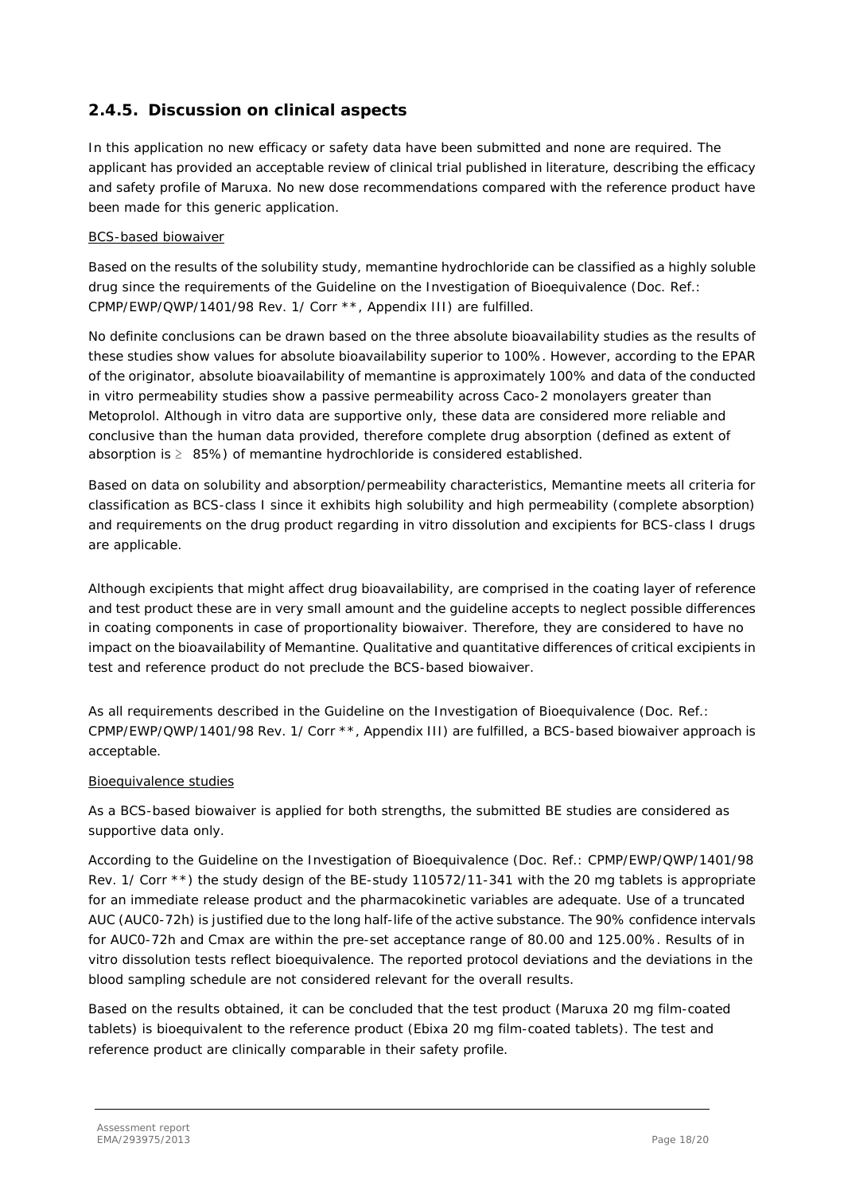### 2.4.5. Discussion on clinical aspects

In this application no new efficacy or safety data have been submitted and none are required. The applicant has provided an acceptable review of clinical trial published in literature, describing the efficacy and safety profile of Maruxa. No new dose recommendations compared with the reference product have been made for this generic application.

BCS-based biowaiver

Based on the results of the solubility study, memantine hydrochloride can be classified as a highly soluble drug since the requirements of the Guideline on the Investigation of Bioequivalence (Doc. Ref.: CPMP/EWP/QWP/1401/98 Rev. 1/ Corr **, Appendix III) are fulfilled.

No definite conclusions can be drawn based on the three absolute bioavailability studies as the results of these studies show values for absolute bioavailability superior to 100%. However, according to the EPAR of the originator, absolute bioavailability of memantine is approximately 100% and data of the conducted in vitro permeability studies show a passive permeability across Caco-2 monolayers greater than Metoprolol. Although in vitro data are supportive only, these data are considered more reliable and conclusive than the human data provided, therefore complete drug absorption (defined as extent of absorption is ≥ 85%) of memantine hydrochloride is considered established.

Based on data on solubility and absorption/permeability characteristics, Memantine meets all criteria for classification as BCS-class I since it exhibits high solubility and high permeability (complete absorption) and requirements on the drug product regarding in vitro dissolution and excipients for BCS-class I drugs are applicable.

Although excipients that might affect drug bioavailability, are comprised in the coating layer of reference and test product these are in very small amount and the guideline accepts to neglect possible differences in coating components in case of proportionality biowaiver. Therefore, they are considered to have no impact on the bioavailability of Memantine. Qualitative and quantitative differences of critical excipients in test and reference product do not preclude the BCS-based biowaiver.

As all requirements described in the Guideline on the Investigation of Bioequivalence (Doc. Ref.: CPMP/EWP/QWP/1401/98 Rev. 1/ Corr **, Appendix III) are fulfilled, a BCS-based biowaiver approach is acceptable.

Bioequivalence studies

As a BCS-based biowaiver is applied for both strengths, the submitted BE studies are considered as supportive data only.

According to the Guideline on the Investigation of Bioequivalence (Doc. Ref.: CPMP/EWP/QWP/1401/98 Rev. 1/ Corr **) the study design of the BE-study 110572/11-341 with the 20 mg tablets is appropriate for an immediate release product and the pharmacokinetic variables are adequate. Use of a truncated AUC ($AUC_{0-72h}$) is justified due to the long half-life of the active substance. The 90% confidence intervals for $AUC_{0-72h}$ and $C_{max}$ are within the pre-set acceptance range of 80.00 and 125.00%. Results of in vitro dissolution tests reflect bioequivalence. The reported protocol deviations and the deviations in the blood sampling schedule are not considered relevant for the overall results.

Based on the results obtained, it can be concluded that the test product (Maruxa 20 mg film-coated tablets) is bioequivalent to the reference product (Ebixa 20 mg film-coated tablets). The test and reference product are clinically comparable in their safety profile.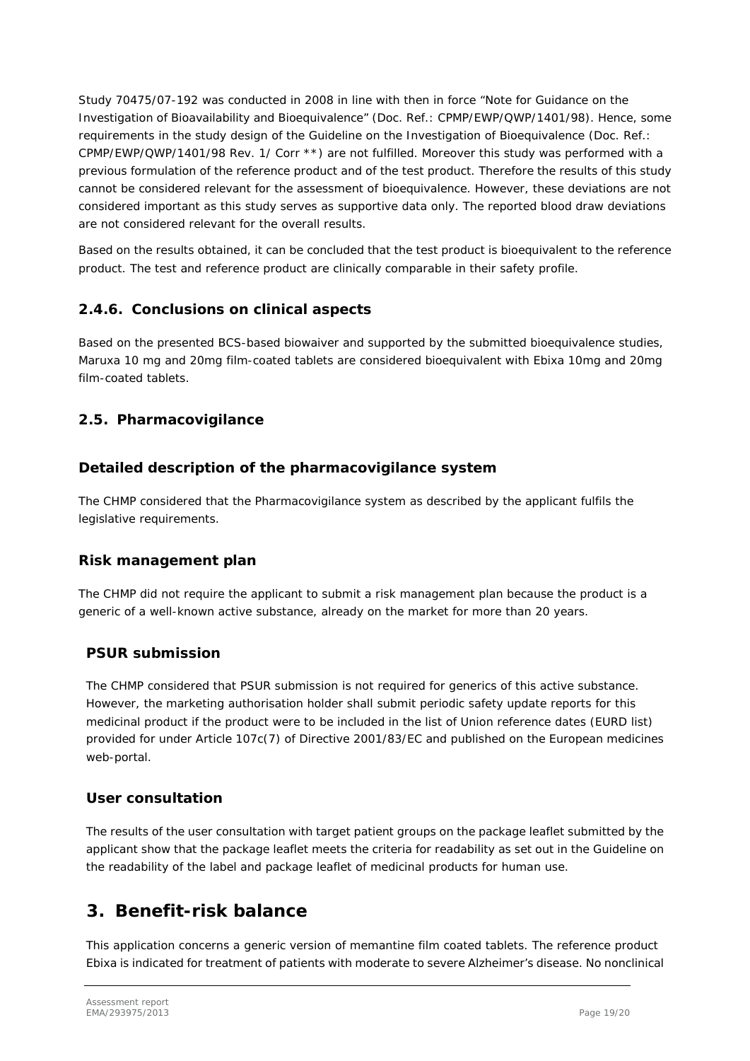Study 70475/07-192 was conducted in 2008 in line with then in force "Note for Guidance on the Investigation of Bioavailability and Bioequivalence" (Doc. Ref.: CPMP/EWP/QWP/1401/98). Hence, some requirements in the study design of the Guideline on the Investigation of Bioequivalence (Doc. Ref.: CPMP/EWP/QWP/1401/98 Rev. 1/ Corr **) are not fulfilled. Moreover this study was performed with a previous formulation of the reference product and of the test product. Therefore the results of this study cannot be considered relevant for the assessment of bioequivalence. However, these deviations are not considered important as this study serves as supportive data only. The reported blood draw deviations are not considered relevant for the overall results.

Based on the results obtained, it can be concluded that the test product is bioequivalent to the reference product. The test and reference product are clinically comparable in their safety profile.

### 2.4.6. Conclusions on clinical aspects

Based on the presented BCS-based biowaiver and supported by the submitted bioequivalence studies, Maruxa 10 mg and 20mg film-coated tablets are considered bioequivalent with Ebixa 10mg and 20mg film-coated tablets.

## 2.5. Pharmacovigilance

### Detailed description of the pharmacovigilance system

The CHMP considered that the Pharmacovigilance system as described by the applicant fulfils the legislative requirements.

### Risk management plan

The CHMP did not require the applicant to submit a risk management plan because the product is a generic of a well-known active substance, already on the market for more than 20 years.

### PSUR submission

The CHMP considered that PSUR submission is not required for generics of this active substance. However, the marketing authorisation holder shall submit periodic safety update reports for this medicinal product if the product were to be included in the list of Union reference dates (EURD list) provided for under Article 107c(7) of Directive 2001/83/EC and published on the European medicines web-portal.

### User consultation

The results of the user consultation with target patient groups on the package leaflet submitted by the applicant show that the package leaflet meets the criteria for readability as set out in the Guideline on the readability of the label and package leaflet of medicinal products for human use.

# 3. Benefit-risk balance

This application concerns a generic version of memantine film coated tablets. The reference product Ebixa is indicated for treatment of patients with moderate to severe Alzheimer's disease. No nonclinical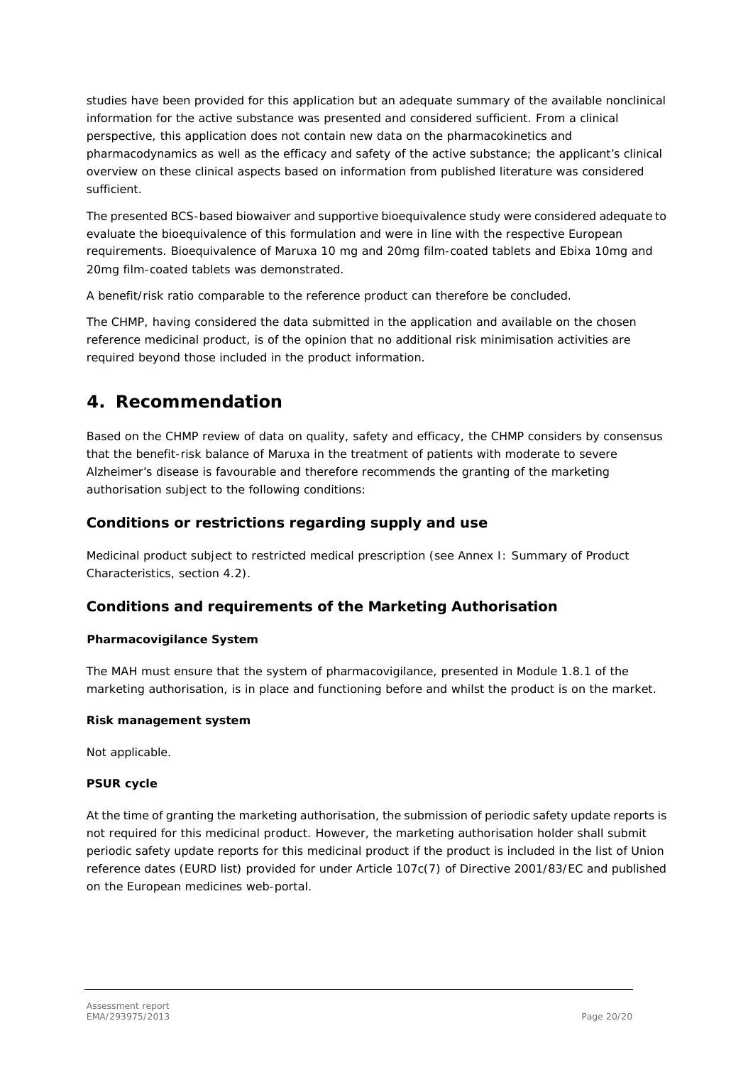studies have been provided for this application but an adequate summary of the available nonclinical information for the active substance was presented and considered sufficient. From a clinical perspective, this application does not contain new data on the pharmacokinetics and pharmacodynamics as well as the efficacy and safety of the active substance; the applicant's clinical overview on these clinical aspects based on information from published literature was considered sufficient.

The presented BCS-based biowaiver and supportive bioequivalence study were considered adequate to evaluate the bioequivalence of this formulation and were in line with the respective European requirements. Bioequivalence of Maruxa 10 mg and 20mg film-coated tablets and Ebixa 10mg and 20mg film-coated tablets was demonstrated.

A benefit/risk ratio comparable to the reference product can therefore be concluded.

The CHMP, having considered the data submitted in the application and available on the chosen reference medicinal product, is of the opinion that no additional risk minimisation activities are required beyond those included in the product information.

# 4. Recommendation

Based on the CHMP review of data on quality, safety and efficacy, the CHMP considers by consensus that the benefit-risk balance of Maruxa in the treatment of patients with moderate to severe Alzheimer's disease is favourable and therefore recommends the granting of the marketing authorisation subject to the following conditions:

## Conditions or restrictions regarding supply and use

Medicinal product subject to restricted medical prescription (see Annex I: Summary of Product Characteristics, section 4.2).

## Conditions and requirements of the Marketing Authorisation

**Pharmacovigilance System**

The MAH must ensure that the system of pharmacovigilance, presented in Module 1.8.1 of the marketing authorisation, is in place and functioning before and whilst the product is on the market.

**Risk management system**

Not applicable.

**PSUR cycle**

At the time of granting the marketing authorisation, the submission of periodic safety update reports is not required for this medicinal product. However, the marketing authorisation holder shall submit periodic safety update reports for this medicinal product if the product is included in the list of Union reference dates (EURD list) provided for under Article 107c(7) of Directive 2001/83/EC and published on the European medicines web-portal.